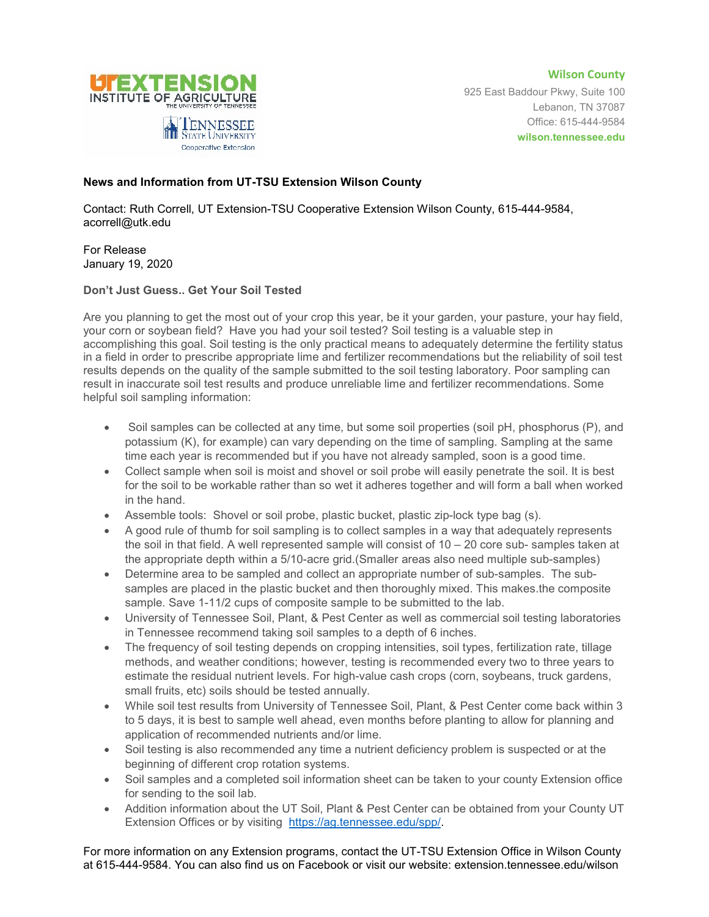**Wilson County**

925 East Baddour Pkwy, Suite 100
Lebanon, TN 37087
Office: 615-444-9584
**wilson.tennessee.edu**

**News and Information from UT-TSU Extension Wilson County**

Contact: Ruth Correll, UT Extension-TSU Cooperative Extension Wilson County, 615-444-9584, acorrell@utk.edu

For Release
January 19, 2020

**Don't Just Guess.. Get Your Soil Tested**

Are you planning to get the most out of your crop this year, be it your garden, your pasture, your hay field, your corn or soybean field? Have you had your soil tested? Soil testing is a valuable step in accomplishing this goal. Soil testing is the only practical means to adequately determine the fertility status in a field in order to prescribe appropriate lime and fertilizer recommendations but the reliability of soil test results depends on the quality of the sample submitted to the soil testing laboratory. Poor sampling can result in inaccurate soil test results and produce unreliable lime and fertilizer recommendations. Some helpful soil sampling information:

- Soil samples can be collected at any time, but some soil properties (soil pH, phosphorus (P), and potassium (K), for example) can vary depending on the time of sampling. Sampling at the same time each year is recommended but if you have not already sampled, soon is a good time.
- Collect sample when soil is moist and shovel or soil probe will easily penetrate the soil. It is best for the soil to be workable rather than so wet it adheres together and will form a ball when worked in the hand.
- Assemble tools: Shovel or soil probe, plastic bucket, plastic zip-lock type bag (s).
- A good rule of thumb for soil sampling is to collect samples in a way that adequately represents the soil in that field. A well represented sample will consist of 10 – 20 core sub- samples taken at the appropriate depth within a 5/10-acre grid.(Smaller areas also need multiple sub-samples)
- Determine area to be sampled and collect an appropriate number of sub-samples. The sub-samples are placed in the plastic bucket and then thoroughly mixed. This makes.the composite sample. Save 1-11/2 cups of composite sample to be submitted to the lab.
- University of Tennessee Soil, Plant, & Pest Center as well as commercial soil testing laboratories in Tennessee recommend taking soil samples to a depth of 6 inches.
- The frequency of soil testing depends on cropping intensities, soil types, fertilization rate, tillage methods, and weather conditions; however, testing is recommended every two to three years to estimate the residual nutrient levels. For high-value cash crops (corn, soybeans, truck gardens, small fruits, etc) soils should be tested annually.
- While soil test results from University of Tennessee Soil, Plant, & Pest Center come back within 3 to 5 days, it is best to sample well ahead, even months before planting to allow for planning and application of recommended nutrients and/or lime.
- Soil testing is also recommended any time a nutrient deficiency problem is suspected or at the beginning of different crop rotation systems.
- Soil samples and a completed soil information sheet can be taken to your county Extension office for sending to the soil lab.
- Addition information about the UT Soil, Plant & Pest Center can be obtained from your County UT Extension Offices or by visiting https://ag.tennessee.edu/spp/.

For more information on any Extension programs, contact the UT-TSU Extension Office in Wilson County at 615-444-9584. You can also find us on Facebook or visit our website: extension.tennessee.edu/wilson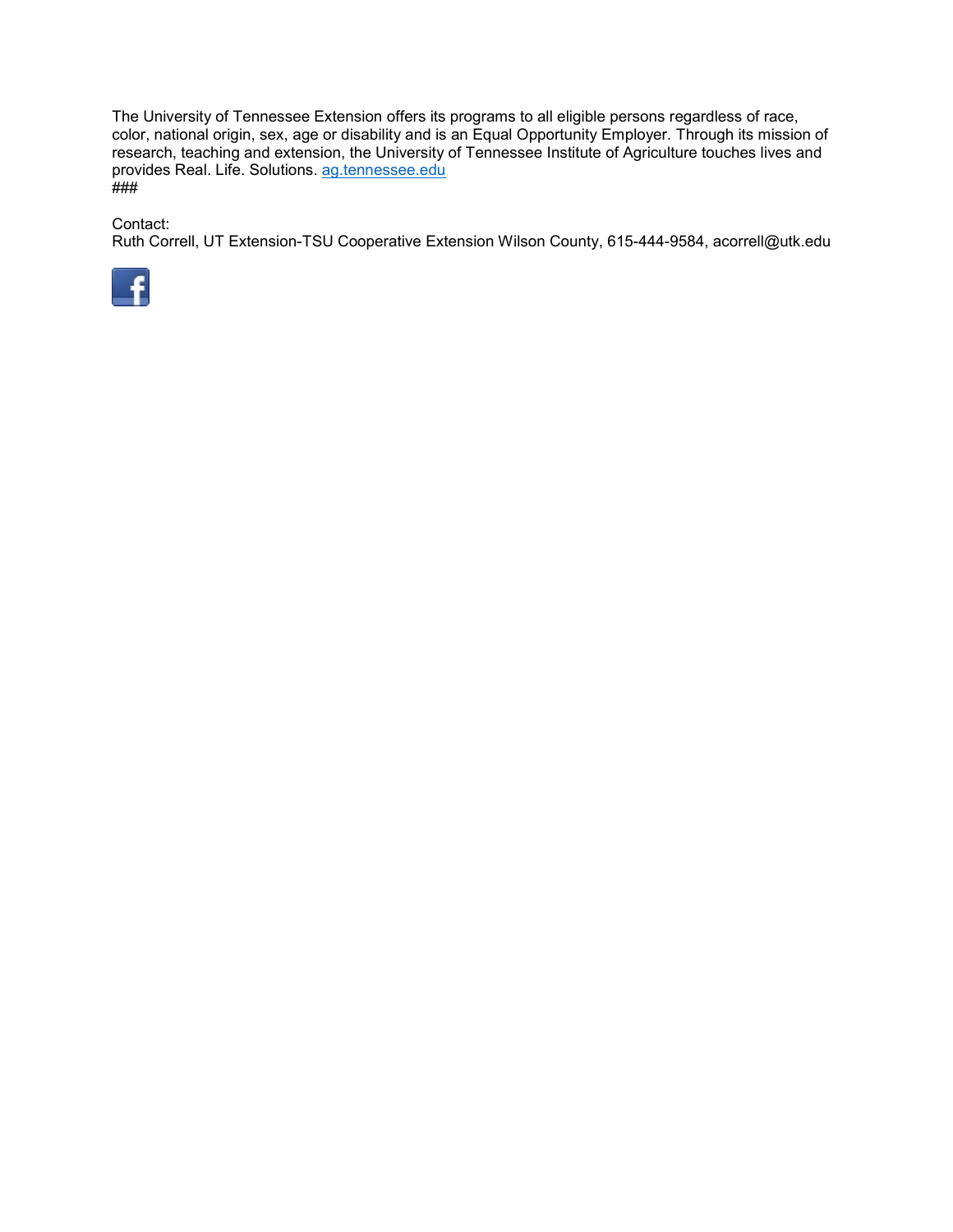The University of Tennessee Extension offers its programs to all eligible persons regardless of race, color, national origin, sex, age or disability and is an Equal Opportunity Employer. Through its mission of research, teaching and extension, the University of Tennessee Institute of Agriculture touches lives and provides Real. Life. Solutions. [ag.tennessee.edu](http://ag.tennessee.edu)
###

Contact:
Ruth Correll, UT Extension-TSU Cooperative Extension Wilson County, 615-444-9584, acorrell@utk.edu